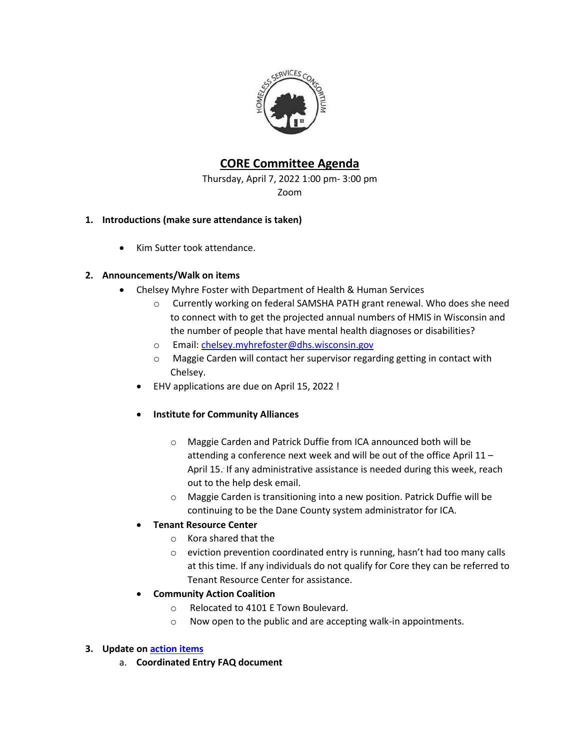# CORE Committee Agenda

Thursday, April 7, 2022 1:00 pm- 3:00 pm
Zoom

1. **Introductions (make sure attendance is taken)**

   - Kim Sutter took attendance.

2. **Announcements/Walk on items**
   - Chelsey Myhre Foster with Department of Health & Human Services
     - Currently working on federal SAMSHA PATH grant renewal. Who does she need to connect with to get the projected annual numbers of HMIS in Wisconsin and the number of people that have mental health diagnoses or disabilities?
     - Email: chelsey.myhrefoster@dhs.wisconsin.gov
     - Maggie Carden will contact her supervisor regarding getting in contact with Chelsey.
   - EHV applications are due on April 15, 2022 !
   - **Institute for Community Alliances**
     - Maggie Carden and Patrick Duffie from ICA announced both will be attending a conference next week and will be out of the office April 11 – April 15. If any administrative assistance is needed during this week, reach out to the help desk email.
     - Maggie Carden is transitioning into a new position. Patrick Duffie will be continuing to be the Dane County system administrator for ICA.
   - **Tenant Resource Center**
     - Kora shared that the
     - eviction prevention coordinated entry is running, hasn't had too many calls at this time. If any individuals do not qualify for Core they can be referred to Tenant Resource Center for assistance.
   - **Community Action Coalition**
     - Relocated to 4101 E Town Boulevard.
     - Now open to the public and are accepting walk-in appointments.

3. **Update on action items**
   a. **Coordinated Entry FAQ document**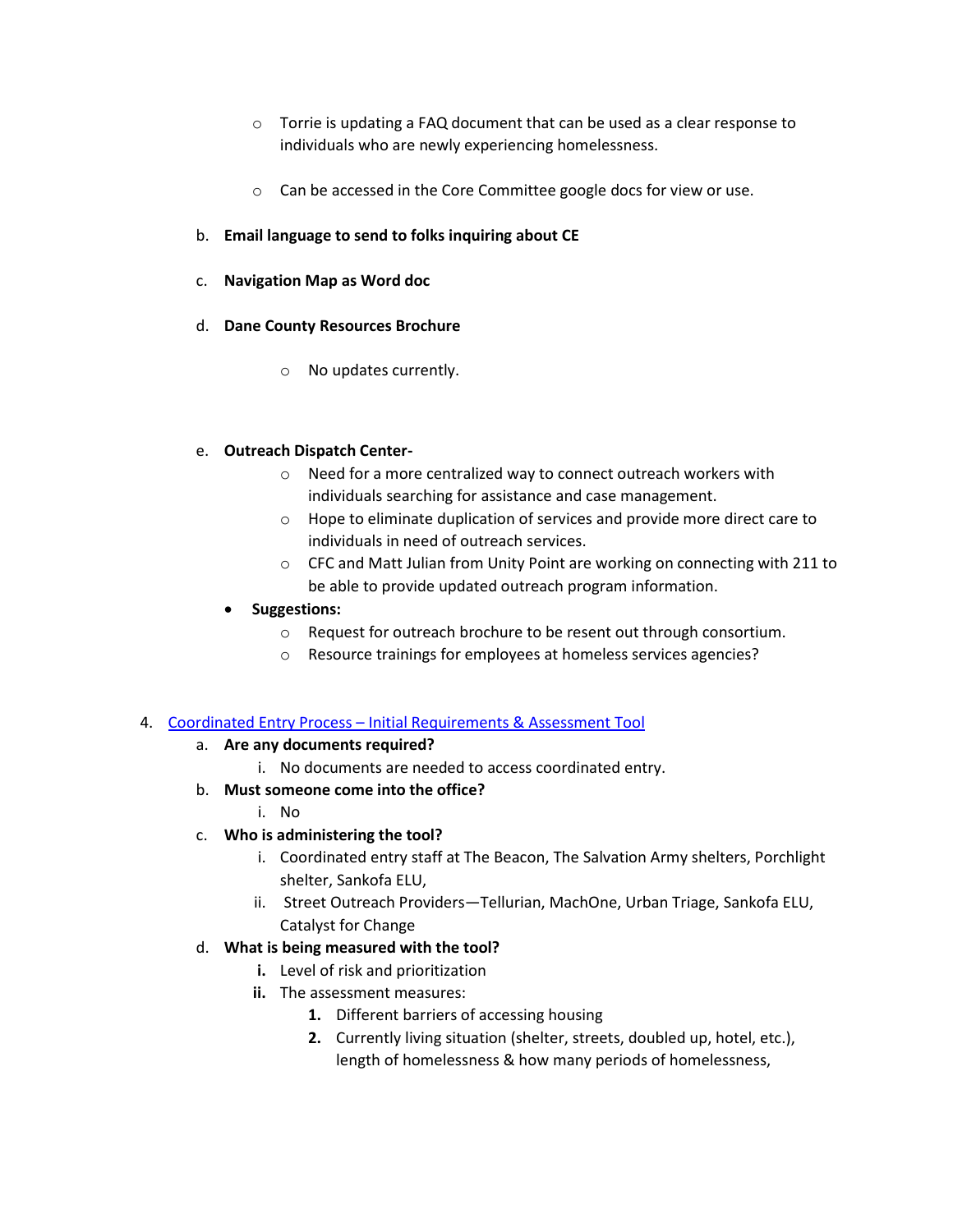- Torrie is updating a FAQ document that can be used as a clear response to individuals who are newly experiencing homelessness.

  - Can be accessed in the Core Committee google docs for view or use.

b. **Email language to send to folks inquiring about CE**

c. **Navigation Map as Word doc**

d. **Dane County Resources Brochure**

  - No updates currently.

e. **Outreach Dispatch Center-**
  - Need for a more centralized way to connect outreach workers with individuals searching for assistance and case management.
  - Hope to eliminate duplication of services and provide more direct care to individuals in need of outreach services.
  - CFC and Matt Julian from Unity Point are working on connecting with 211 to be able to provide updated outreach program information.

- **Suggestions:**
  - Request for outreach brochure to be resent out through consortium.
  - Resource trainings for employees at homeless services agencies?

4. [Coordinated Entry Process – Initial Requirements & Assessment Tool]()
   a. **Are any documents required?**
      i. No documents are needed to access coordinated entry.
   b. **Must someone come into the office?**
      i. No
   c. **Who is administering the tool?**
      i. Coordinated entry staff at The Beacon, The Salvation Army shelters, Porchlight shelter, Sankofa ELU,
      ii. Street Outreach Providers—Tellurian, MachOne, Urban Triage, Sankofa ELU, Catalyst for Change
   d. **What is being measured with the tool?**
      **i.** Level of risk and prioritization
      **ii.** The assessment measures:
         **1.** Different barriers of accessing housing
         **2.** Currently living situation (shelter, streets, doubled up, hotel, etc.), length of homelessness & how many periods of homelessness,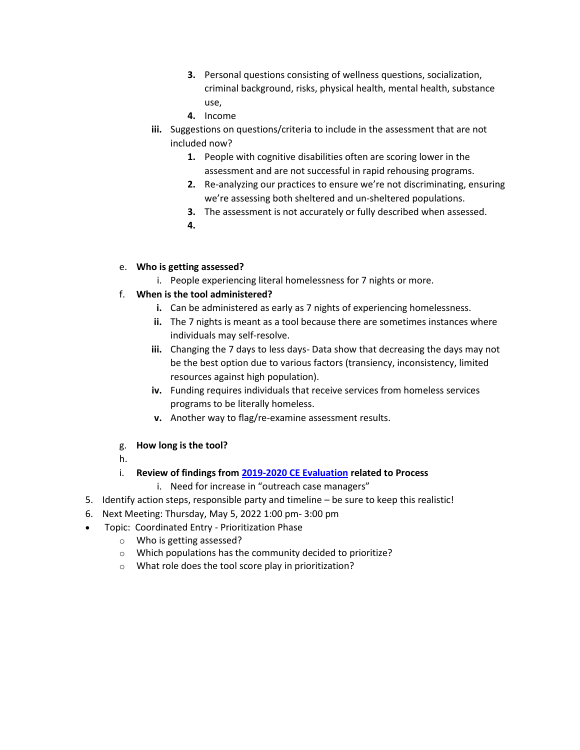3. Personal questions consisting of wellness questions, socialization, criminal background, risks, physical health, mental health, substance use,
4. Income

iii. Suggestions on questions/criteria to include in the assessment that are not included now?

1. People with cognitive disabilities often are scoring lower in the assessment and are not successful in rapid rehousing programs.
2. Re-analyzing our practices to ensure we're not discriminating, ensuring we're assessing both sheltered and un-sheltered populations.
3. The assessment is not accurately or fully described when assessed.
4. 

e. **Who is getting assessed?**

i. People experiencing literal homelessness for 7 nights or more.

f. **When is the tool administered?**

**i.** Can be administered as early as 7 nights of experiencing homelessness.

**ii.** The 7 nights is meant as a tool because there are sometimes instances where individuals may self-resolve.

**iii.** Changing the 7 days to less days- Data show that decreasing the days may not be the best option due to various factors (transiency, inconsistency, limited resources against high population).

**iv.** Funding requires individuals that receive services from homeless services programs to be literally homeless.

**v.** Another way to flag/re-examine assessment results.

g. **How long is the tool?**

h.

i. **Review of findings from 2019-2020 CE Evaluation related to Process**

i. Need for increase in "outreach case managers"

5. Identify action steps, responsible party and timeline – be sure to keep this realistic!
6. Next Meeting: Thursday, May 5, 2022 1:00 pm- 3:00 pm

- Topic: Coordinated Entry - Prioritization Phase
  - Who is getting assessed?
  - Which populations has the community decided to prioritize?
  - What role does the tool score play in prioritization?